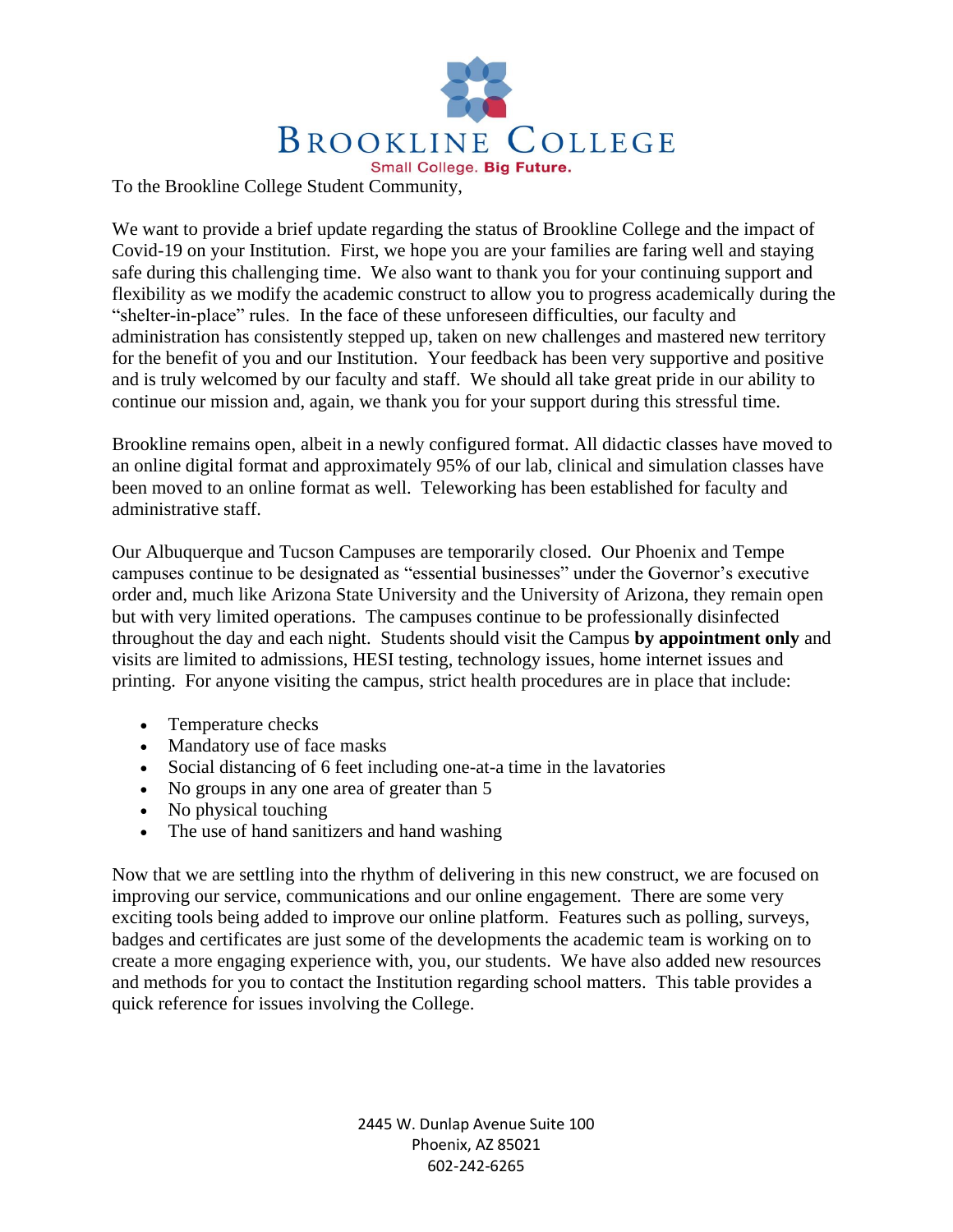# BROOKLINE COLLEGE

Small College. **Big Future.**

To the Brookline College Student Community,

We want to provide a brief update regarding the status of Brookline College and the impact of Covid-19 on your Institution. First, we hope you are your families are faring well and staying safe during this challenging time. We also want to thank you for your continuing support and flexibility as we modify the academic construct to allow you to progress academically during the "shelter-in-place" rules. In the face of these unforeseen difficulties, our faculty and administration has consistently stepped up, taken on new challenges and mastered new territory for the benefit of you and our Institution. Your feedback has been very supportive and positive and is truly welcomed by our faculty and staff. We should all take great pride in our ability to continue our mission and, again, we thank you for your support during this stressful time.

Brookline remains open, albeit in a newly configured format. All didactic classes have moved to an online digital format and approximately 95% of our lab, clinical and simulation classes have been moved to an online format as well. Teleworking has been established for faculty and administrative staff.

Our Albuquerque and Tucson Campuses are temporarily closed. Our Phoenix and Tempe campuses continue to be designated as "essential businesses" under the Governor's executive order and, much like Arizona State University and the University of Arizona, they remain open but with very limited operations. The campuses continue to be professionally disinfected throughout the day and each night. Students should visit the Campus **by appointment only** and visits are limited to admissions, HESI testing, technology issues, home internet issues and printing. For anyone visiting the campus, strict health procedures are in place that include:

- Temperature checks
- Mandatory use of face masks
- Social distancing of 6 feet including one-at-a time in the lavatories
- No groups in any one area of greater than 5
- No physical touching
- The use of hand sanitizers and hand washing

Now that we are settling into the rhythm of delivering in this new construct, we are focused on improving our service, communications and our online engagement. There are some very exciting tools being added to improve our online platform. Features such as polling, surveys, badges and certificates are just some of the developments the academic team is working on to create a more engaging experience with, you, our students. We have also added new resources and methods for you to contact the Institution regarding school matters. This table provides a quick reference for issues involving the College.

2445 W. Dunlap Avenue Suite 100
Phoenix, AZ 85021
602-242-6265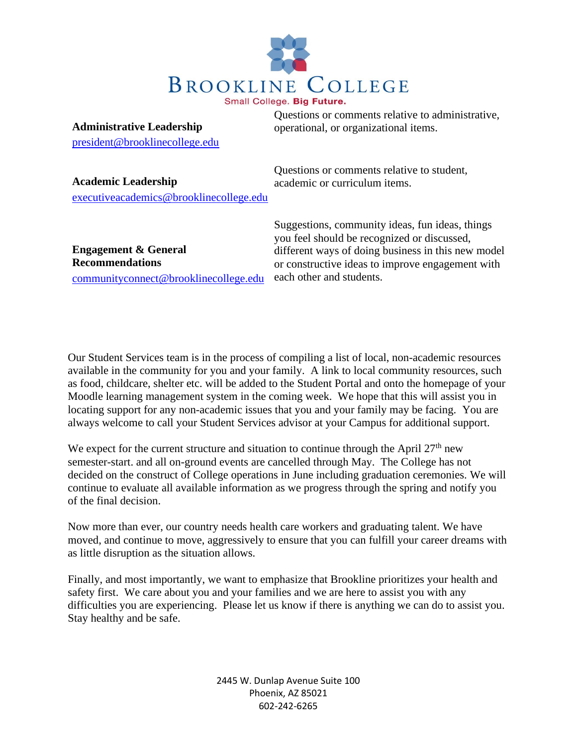BROOKLINE COLLEGE

Small College. **Big Future.**

| | |
|---|---|
| **Administrative Leadership**<br>president@brooklinecollege.edu | Questions or comments relative to administrative, operational, or organizational items. |
| **Academic Leadership**<br>executiveacademics@brooklinecollege.edu | Questions or comments relative to student, academic or curriculum items. |
| **Engagement & General Recommendations**<br>communityconnect@brooklinecollege.edu | Suggestions, community ideas, fun ideas, things you feel should be recognized or discussed, different ways of doing business in this new model or constructive ideas to improve engagement with each other and students. |

Our Student Services team is in the process of compiling a list of local, non-academic resources available in the community for you and your family. A link to local community resources, such as food, childcare, shelter etc. will be added to the Student Portal and onto the homepage of your Moodle learning management system in the coming week. We hope that this will assist you in locating support for any non-academic issues that you and your family may be facing. You are always welcome to call your Student Services advisor at your Campus for additional support.

We expect for the current structure and situation to continue through the April 27th new semester-start. and all on-ground events are cancelled through May. The College has not decided on the construct of College operations in June including graduation ceremonies. We will continue to evaluate all available information as we progress through the spring and notify you of the final decision.

Now more than ever, our country needs health care workers and graduating talent. We have moved, and continue to move, aggressively to ensure that you can fulfill your career dreams with as little disruption as the situation allows.

Finally, and most importantly, we want to emphasize that Brookline prioritizes your health and safety first. We care about you and your families and we are here to assist you with any difficulties you are experiencing. Please let us know if there is anything we can do to assist you. Stay healthy and be safe.

2445 W. Dunlap Avenue Suite 100
Phoenix, AZ 85021
602-242-6265